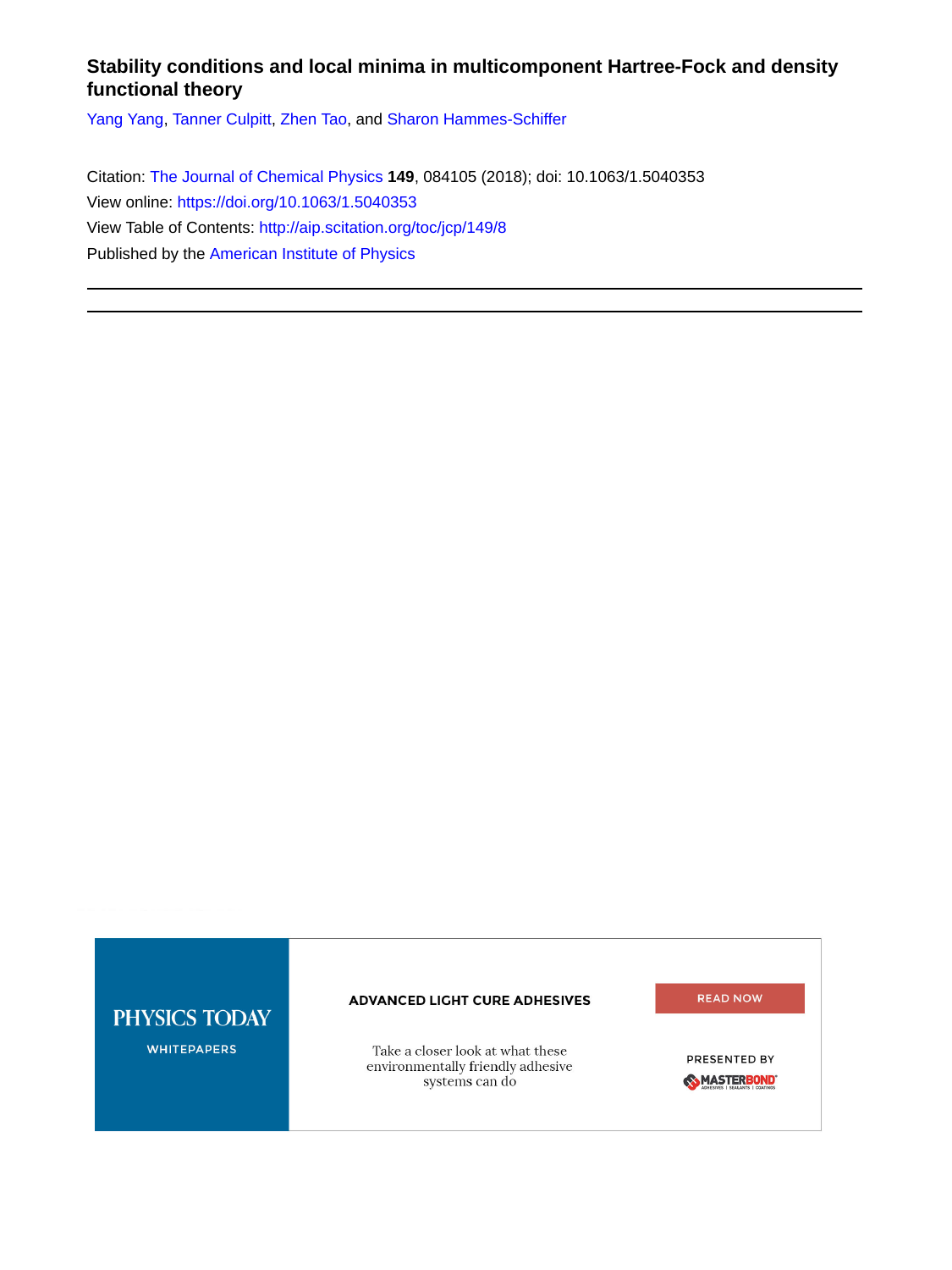# Stability conditions and local minima in multicomponent Hartree-Fock and density functional theory

Yang Yang, Tanner Culpitt, Zhen Tao, and Sharon Hammes-Schiffer

Citation: The Journal of Chemical Physics **149**, 084105 (2018); doi: 10.1063/1.5040353

View online: https://doi.org/10.1063/1.5040353

View Table of Contents: http://aip.scitation.org/toc/jcp/149/8

Published by the American Institute of Physics

---

PHYSICS TODAY WHITEPAPERS

ADVANCED LIGHT CURE ADHESIVES

Take a closer look at what these environmentally friendly adhesive systems can do

READ NOW

PRESENTED BY MASTERBOND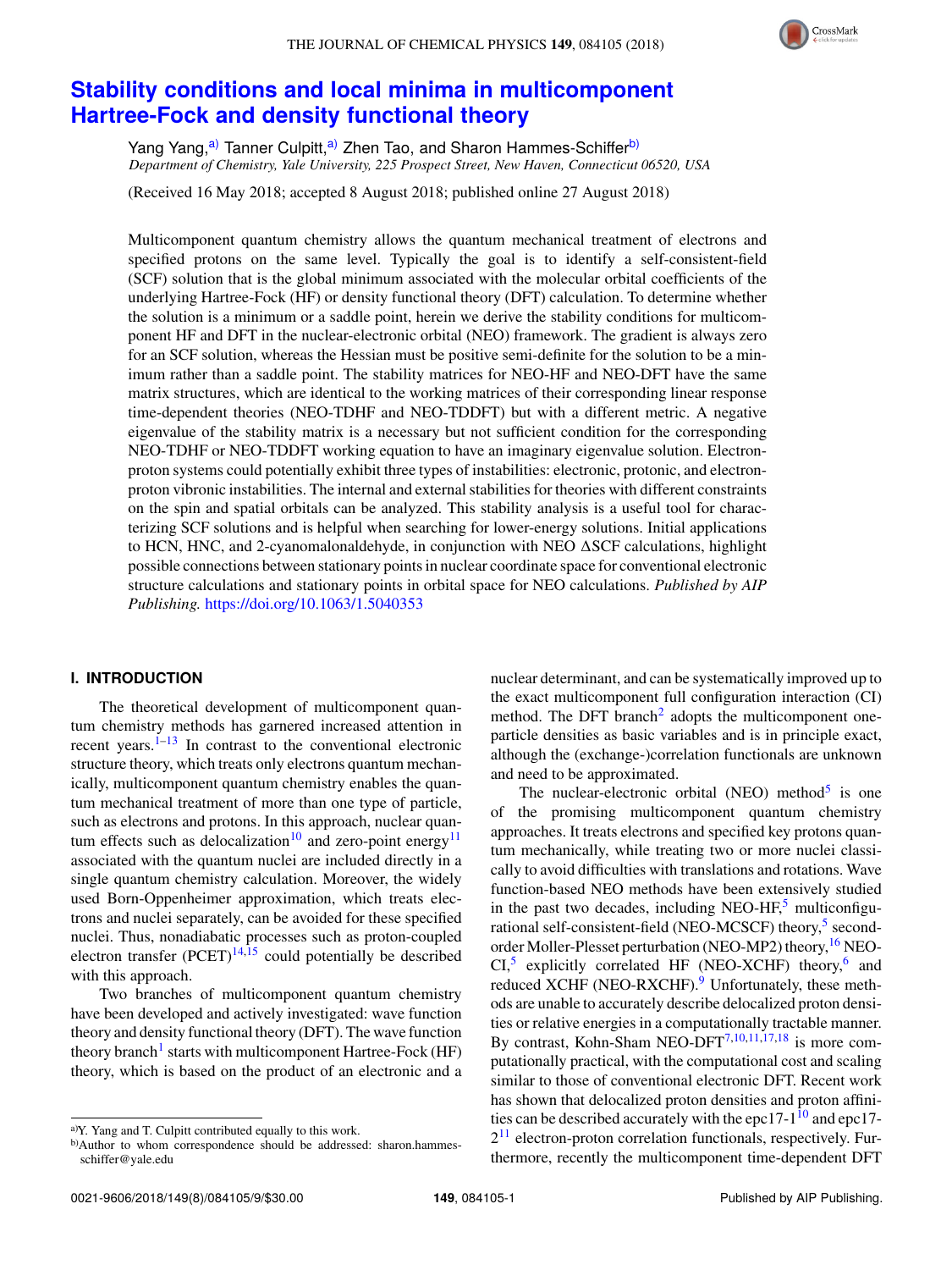# Stability conditions and local minima in multicomponent Hartree-Fock and density functional theory

Yang Yang,[a)] Tanner Culpitt,[a)] Zhen Tao, and Sharon Hammes-Schiffer[b)]

*Department of Chemistry, Yale University, 225 Prospect Street, New Haven, Connecticut 06520, USA*

(Received 16 May 2018; accepted 8 August 2018; published online 27 August 2018)

Multicomponent quantum chemistry allows the quantum mechanical treatment of electrons and specified protons on the same level. Typically the goal is to identify a self-consistent-field (SCF) solution that is the global minimum associated with the molecular orbital coefficients of the underlying Hartree-Fock (HF) or density functional theory (DFT) calculation. To determine whether the solution is a minimum or a saddle point, herein we derive the stability conditions for multicomponent HF and DFT in the nuclear-electronic orbital (NEO) framework. The gradient is always zero for an SCF solution, whereas the Hessian must be positive semi-definite for the solution to be a minimum rather than a saddle point. The stability matrices for NEO-HF and NEO-DFT have the same matrix structures, which are identical to the working matrices of their corresponding linear response time-dependent theories (NEO-TDHF and NEO-TDDFT) but with a different metric. A negative eigenvalue of the stability matrix is a necessary but not sufficient condition for the corresponding NEO-TDHF or NEO-TDDFT working equation to have an imaginary eigenvalue solution. Electron-proton systems could potentially exhibit three types of instabilities: electronic, protonic, and electron-proton vibronic instabilities. The internal and external stabilities for theories with different constraints on the spin and spatial orbitals can be analyzed. This stability analysis is a useful tool for characterizing SCF solutions and is helpful when searching for lower-energy solutions. Initial applications to HCN, HNC, and 2-cyanomalonaldehyde, in conjunction with NEO ΔSCF calculations, highlight possible connections between stationary points in nuclear coordinate space for conventional electronic structure calculations and stationary points in orbital space for NEO calculations. *Published by AIP Publishing.* https://doi.org/10.1063/1.5040353

## I. INTRODUCTION

The theoretical development of multicomponent quantum chemistry methods has garnered increased attention in recent years.[1–13] In contrast to the conventional electronic structure theory, which treats only electrons quantum mechanically, multicomponent quantum chemistry enables the quantum mechanical treatment of more than one type of particle, such as electrons and protons. In this approach, nuclear quantum effects such as delocalization[10] and zero-point energy[11] associated with the quantum nuclei are included directly in a single quantum chemistry calculation. Moreover, the widely used Born-Oppenheimer approximation, which treats electrons and nuclei separately, can be avoided for these specified nuclei. Thus, nonadiabatic processes such as proton-coupled electron transfer (PCET)[14,15] could potentially be described with this approach.

Two branches of multicomponent quantum chemistry have been developed and actively investigated: wave function theory and density functional theory (DFT). The wave function theory branch[1] starts with multicomponent Hartree-Fock (HF) theory, which is based on the product of an electronic and a nuclear determinant, and can be systematically improved up to the exact multicomponent full configuration interaction (CI) method. The DFT branch[2] adopts the multicomponent one-particle densities as basic variables and is in principle exact, although the (exchange-)correlation functionals are unknown and need to be approximated.

The nuclear-electronic orbital (NEO) method[5] is one of the promising multicomponent quantum chemistry approaches. It treats electrons and specified key protons quantum mechanically, while treating two or more nuclei classically to avoid difficulties with translations and rotations. Wave function-based NEO methods have been extensively studied in the past two decades, including NEO-HF,[5] multiconfigurational self-consistent-field (NEO-MCSCF) theory,[5] second-order Moller-Plesset perturbation (NEO-MP2) theory,[16] NEO-CI,[5] explicitly correlated HF (NEO-XCHF) theory,[6] and reduced XCHF (NEO-RXCHF).[9] Unfortunately, these methods are unable to accurately describe delocalized proton densities or relative energies in a computationally tractable manner. By contrast, Kohn-Sham NEO-DFT[7,10,11,17,18] is more computationally practical, with the computational cost and scaling similar to those of conventional electronic DFT. Recent work has shown that delocalized proton densities and proton affinities can be described accurately with the epc17-1[10] and epc17-2[11] electron-proton correlation functionals, respectively. Furthermore, recently the multicomponent time-dependent DFT

a)Y. Yang and T. Culpitt contributed equally to this work.

b)Author to whom correspondence should be addressed: sharon.hammes-schiffer@yale.edu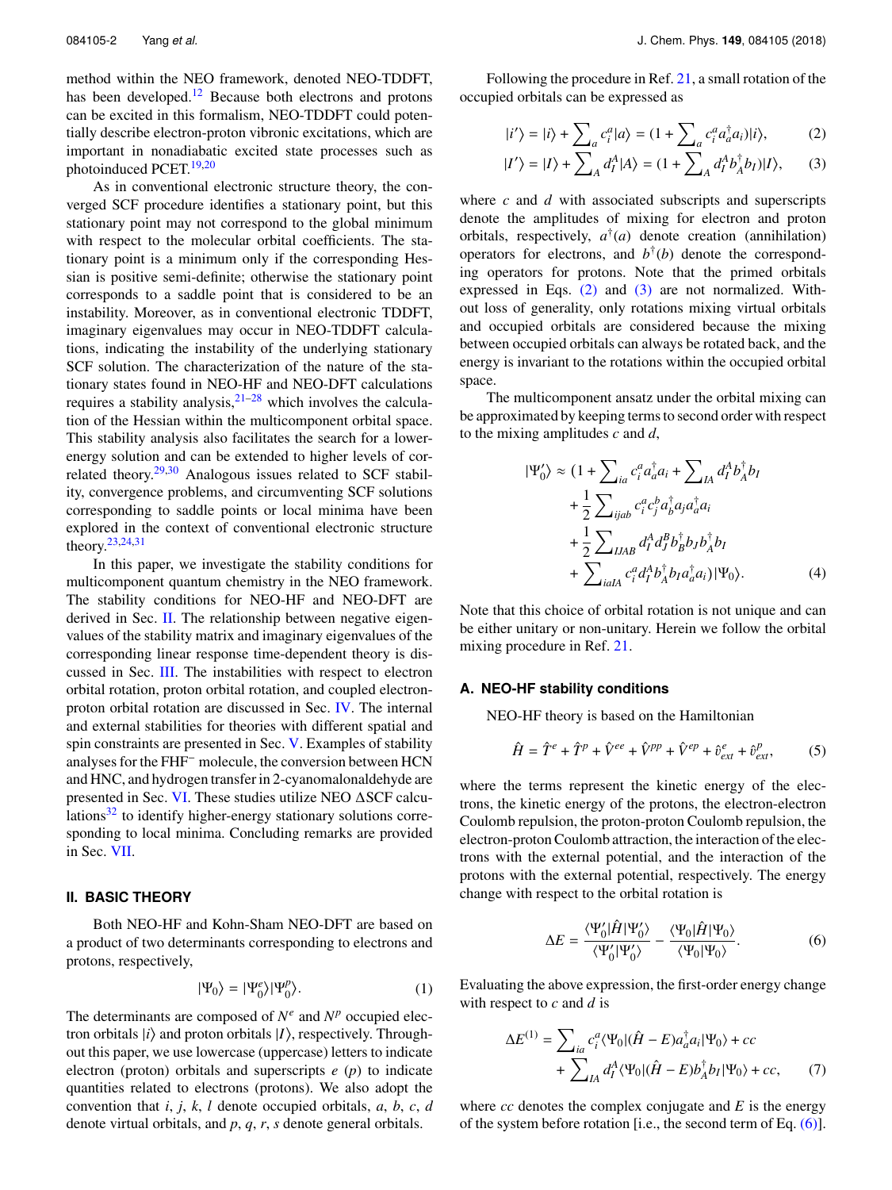method within the NEO framework, denoted NEO-TDDFT, has been developed.[12] Because both electrons and protons can be excited in this formalism, NEO-TDDFT could potentially describe electron-proton vibronic excitations, which are important in nonadiabatic excited state processes such as photoinduced PCET.[19,20]

As in conventional electronic structure theory, the converged SCF procedure identifies a stationary point, but this stationary point may not correspond to the global minimum with respect to the molecular orbital coefficients. The stationary point is a minimum only if the corresponding Hessian is positive semi-definite; otherwise the stationary point corresponds to a saddle point that is considered to be an instability. Moreover, as in conventional electronic TDDFT, imaginary eigenvalues may occur in NEO-TDDFT calculations, indicating the instability of the underlying stationary SCF solution. The characterization of the nature of the stationary states found in NEO-HF and NEO-DFT calculations requires a stability analysis,[21–28] which involves the calculation of the Hessian within the multicomponent orbital space. This stability analysis also facilitates the search for a lower-energy solution and can be extended to higher levels of correlated theory.[29,30] Analogous issues related to SCF stability, convergence problems, and circumventing SCF solutions corresponding to saddle points or local minima have been explored in the context of conventional electronic structure theory.[23,24,31]

In this paper, we investigate the stability conditions for multicomponent quantum chemistry in the NEO framework. The stability conditions for NEO-HF and NEO-DFT are derived in Sec. II. The relationship between negative eigenvalues of the stability matrix and imaginary eigenvalues of the corresponding linear response time-dependent theory is discussed in Sec. III. The instabilities with respect to electron orbital rotation, proton orbital rotation, and coupled electron-proton orbital rotation are discussed in Sec. IV. The internal and external stabilities for theories with different spatial and spin constraints are presented in Sec. V. Examples of stability analyses for the $FHF^-$ molecule, the conversion between HCN and HNC, and hydrogen transfer in 2-cyanomalonaldehyde are presented in Sec. VI. These studies utilize NEO ΔSCF calculations[32] to identify higher-energy stationary solutions corresponding to local minima. Concluding remarks are provided in Sec. VII.

## II. BASIC THEORY

Both NEO-HF and Kohn-Sham NEO-DFT are based on a product of two determinants corresponding to electrons and protons, respectively,

$$|\Psi_0\rangle = |\Psi_0^e\rangle|\Psi_0^p\rangle. \tag{1}$$

The determinants are composed of $N^e$ and $N^p$ occupied electron orbitals $|i\rangle$ and proton orbitals $|I\rangle$, respectively. Throughout this paper, we use lowercase (uppercase) letters to indicate electron (proton) orbitals and superscripts $e$ ($p$) to indicate quantities related to electrons (protons). We also adopt the convention that $i$, $j$, $k$, $l$ denote occupied orbitals, $a$, $b$, $c$, $d$ denote virtual orbitals, and $p$, $q$, $r$, $s$ denote general orbitals.

Following the procedure in Ref. 21, a small rotation of the occupied orbitals can be expressed as

$$|i'\rangle = |i\rangle + \sum_a c_i^a|a\rangle = (1 + \sum_a c_i^a a_a^\dagger a_i)|i\rangle, \tag{2}$$

$$|I'\rangle = |I\rangle + \sum_A d_I^A|A\rangle = (1 + \sum_A d_I^A b_A^\dagger b_I)|I\rangle, \tag{3}$$

where $c$ and $d$ with associated subscripts and superscripts denote the amplitudes of mixing for electron and proton orbitals, respectively, $a^\dagger(a)$ denote creation (annihilation) operators for electrons, and $b^\dagger(b)$ denote the corresponding operators for protons. Note that the primed orbitals expressed in Eqs. (2) and (3) are not normalized. Without loss of generality, only rotations mixing virtual orbitals and occupied orbitals are considered because the mixing between occupied orbitals can always be rotated back, and the energy is invariant to the rotations within the occupied orbital space.

The multicomponent ansatz under the orbital mixing can be approximated by keeping terms to second order with respect to the mixing amplitudes $c$ and $d$,

$$\begin{aligned}|\Psi_0'\rangle \approx (1 &+ \sum_{ia} c_i^a a_a^\dagger a_i + \sum_{IA} d_I^A b_A^\dagger b_I \\ &+ \frac{1}{2}\sum_{ijab} c_i^a c_j^b a_b^\dagger a_j a_a^\dagger a_i \\ &+ \frac{1}{2}\sum_{IJAB} d_I^A d_J^B b_B^\dagger b_J b_A^\dagger b_I \\ &+ \sum_{iaIA} c_i^a d_I^A b_A^\dagger b_I a_a^\dagger a_i)|\Psi_0\rangle.\end{aligned} \tag{4}$$

Note that this choice of orbital rotation is not unique and can be either unitary or non-unitary. Herein we follow the orbital mixing procedure in Ref. 21.

### A. NEO-HF stability conditions

NEO-HF theory is based on the Hamiltonian

$$\hat{H} = \hat{T}^e + \hat{T}^p + \hat{V}^{ee} + \hat{V}^{pp} + \hat{V}^{ep} + \hat{v}_{ext}^e + \hat{v}_{ext}^p, \tag{5}$$

where the terms represent the kinetic energy of the electrons, the kinetic energy of the protons, the electron-electron Coulomb repulsion, the proton-proton Coulomb repulsion, the electron-proton Coulomb attraction, the interaction of the electrons with the external potential, and the interaction of the protons with the external potential, respectively. The energy change with respect to the orbital rotation is

$$\Delta E = \frac{\langle\Psi_0'|\hat{H}|\Psi_0'\rangle}{\langle\Psi_0'|\Psi_0'\rangle} - \frac{\langle\Psi_0|\hat{H}|\Psi_0\rangle}{\langle\Psi_0|\Psi_0\rangle}. \tag{6}$$

Evaluating the above expression, the first-order energy change with respect to $c$ and $d$ is

$$\begin{aligned}\Delta E^{(1)} = &\sum_{ia} c_i^a\langle\Psi_0|(\hat{H} - E)a_a^\dagger a_i|\Psi_0\rangle + cc \\ &+ \sum_{IA} d_I^A\langle\Psi_0|(\hat{H} - E)b_A^\dagger b_I|\Psi_0\rangle + cc,\end{aligned} \tag{7}$$

where $cc$ denotes the complex conjugate and $E$ is the energy of the system before rotation [i.e., the second term of Eq. (6)].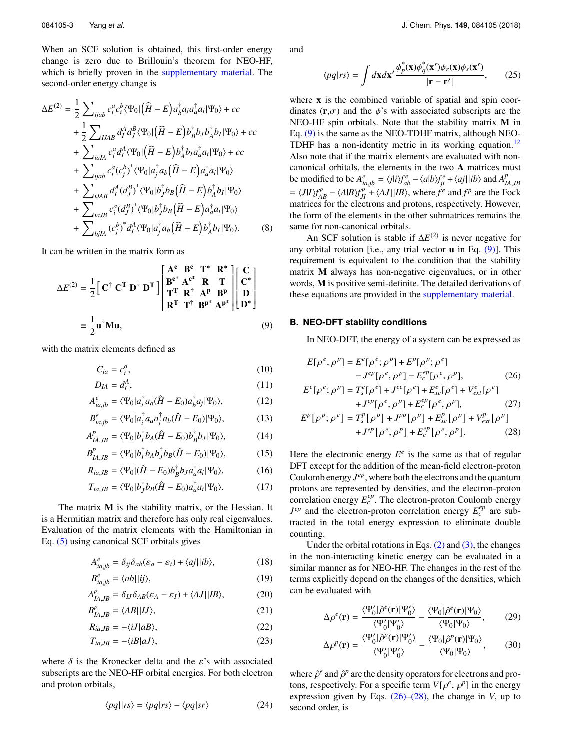When an SCF solution is obtained, this first-order energy change is zero due to Brillouin's theorem for NEO-HF, which is briefly proven in the supplementary material. The second-order energy change is

$$
\begin{aligned}
\Delta E^{(2)} = &\frac{1}{2}\sum_{ijab} c_i^a c_i^b \langle\Psi_0|\left(\widehat{H}-E\right)a_b^\dagger a_j a_a^\dagger a_i|\Psi_0\rangle + cc \\
&+\frac{1}{2}\sum_{IJAB} d_I^A d_J^B \langle\Psi_0|\left(\widehat{H}-E\right)b_B^\dagger b_J b_A^\dagger b_I|\Psi_0\rangle + cc \\
&+\sum_{iaIA} c_i^a d_I^A \langle\Psi_0|\left(\widehat{H}-E\right)b_A^\dagger b_I a_a^\dagger a_i|\Psi_0\rangle + cc \\
&+\sum_{ijab} c_i^a (c_j^b)^* \langle\Psi_0|a_j^\dagger a_b\left(\widehat{H}-E\right)a_a^\dagger a_i|\Psi_0\rangle \\
&+\sum_{iJAB} d_I^A (d_J^B)^* \langle\Psi_0|b_J^\dagger b_B\left(\widehat{H}-E\right)b_A^\dagger b_I|\Psi_0\rangle \\
&+\sum_{iaJB} c_i^a (d_J^B)^* \langle\Psi_0|b_J^\dagger b_B\left(\widehat{H}-E\right)a_a^\dagger a_i|\Psi_0\rangle \\
&+\sum_{bjIA} (c_j^b)^* d_I^A \langle\Psi_0|a_j^\dagger a_b\left(\widehat{H}-E\right)b_A^\dagger b_I|\Psi_0\rangle. \qquad (8)
\end{aligned}
$$

It can be written in the matrix form as

$$
\Delta E^{(2)} = \frac{1}{2}\begin{bmatrix}\mathbf{C}^\dagger & \mathbf{C}^\mathbf{T} & \mathbf{D}^\dagger & \mathbf{D}^\mathbf{T}\end{bmatrix}\begin{bmatrix}\mathbf{A^e} & \mathbf{B^e} & \mathbf{T^*} & \mathbf{R^*} \\ \mathbf{B^{e*}} & \mathbf{A^{e*}} & \mathbf{R} & \mathbf{T} \\ \mathbf{T^T} & \mathbf{R^\dagger} & \mathbf{A^p} & \mathbf{B^p} \\ \mathbf{R^T} & \mathbf{T^\dagger} & \mathbf{B^{p*}} & \mathbf{A^{p*}}\end{bmatrix}\begin{bmatrix}\mathbf{C} \\ \mathbf{C^*} \\ \mathbf{D} \\ \mathbf{D^*}\end{bmatrix}
$$

$$
\equiv \frac{1}{2}\mathbf{u}^\dagger\mathbf{M}\mathbf{u}, \qquad (9)
$$

with the matrix elements defined as

$$C_{ia} = c_i^a, \qquad (10)$$

$$D_{IA} = d_I^A, \qquad (11)$$

$$A^e_{ia,jb} = \langle\Psi_0|a_i^\dagger a_a(\hat{H}-E_0)a_b^\dagger a_j|\Psi_0\rangle, \qquad (12)$$

$$B^e_{ia,jb} = \langle\Psi_0|a_i^\dagger a_a a_j^\dagger a_b(\hat{H}-E_0)|\Psi_0\rangle, \qquad (13)$$

$$A^p_{IA,JB} = \langle\Psi_0|b_I^\dagger b_A(\hat{H}-E_0)b_B^\dagger b_J|\Psi_0\rangle, \qquad (14)$$

$$B^p_{IA,JB} = \langle\Psi_0|b_I^\dagger b_A b_J^\dagger b_B(\hat{H}-E_0)|\Psi_0\rangle, \qquad (15)$$

$$R_{ia,JB} = \langle\Psi_0|(\hat{H}-E_0)b_B^\dagger b_J a_a^\dagger a_i|\Psi_0\rangle, \qquad (16)$$

$$T_{ia,JB} = \langle\Psi_0|b_J^\dagger b_B(\hat{H}-E_0)a_a^\dagger a_i|\Psi_0\rangle. \qquad (17)$$

The matrix $\mathbf{M}$ is the stability matrix, or the Hessian. It is a Hermitian matrix and therefore has only real eigenvalues. Evaluation of the matrix elements with the Hamiltonian in Eq. (5) using canonical SCF orbitals gives

$$A^e_{ia,jb} = \delta_{ij}\delta_{ab}(\varepsilon_a - \varepsilon_i) + \langle aj||ib\rangle, \qquad (18)$$

$$B^e_{ia,jb} = \langle ab||ij\rangle, \qquad (19)$$

$$A^p_{IA,JB} = \delta_{IJ}\delta_{AB}(\varepsilon_A - \varepsilon_I) + \langle AJ||IB\rangle, \qquad (20)$$

$$B^p_{IA,JB} = \langle AB||IJ\rangle, \qquad (21)$$

$$R_{ia,JB} = -\langle iJ|aB\rangle, \qquad (22)$$

$$T_{ia,JB} = -\langle iB|aJ\rangle, \qquad (23)$$

where $\delta$ is the Kronecker delta and the $\varepsilon$'s with associated subscripts are the NEO-HF orbital energies. For both electron and proton orbitals,

$$\langle pq||rs\rangle = \langle pq|rs\rangle - \langle pq|sr\rangle \qquad (24)$$

and

$$\langle pq|rs\rangle = \int d\mathbf{x}d\mathbf{x'}\frac{\phi_p^*(\mathbf{x})\phi_q^*(\mathbf{x'})\phi_r(\mathbf{x})\phi_s(\mathbf{x'})}{|\mathbf{r}-\mathbf{r'}|}, \qquad (25)$$

where $\mathbf{x}$ is the combined variable of spatial and spin coordinates $(\mathbf{r},\sigma)$ and the $\phi$'s with associated subscripts are the NEO-HF spin orbitals. Note that the stability matrix $\mathbf{M}$ in Eq. (9) is the same as the NEO-TDHF matrix, although NEO-TDHF has a non-identity metric in its working equation.[12] Also note that if the matrix elements are evaluated with non-canonical orbitals, the elements in the two $\mathbf{A}$ matrices must be modified to be $A^e_{ia,jb} = \langle j|i\rangle f^e_{ab} - \langle a|b\rangle f^e_{ji} + \langle aj||ib\rangle$ and $A^p_{IA,JB} = \langle J|I\rangle f^p_{AB} - \langle A|B\rangle f^p_{JI} + \langle AJ||IB\rangle$, where $f^e$ and $f^p$ are the Fock matrices for the electrons and protons, respectively. However, the form of the elements in the other submatrices remains the same for non-canonical orbitals.

An SCF solution is stable if $\Delta E^{(2)}$ is never negative for any orbital rotation [i.e., any trial vector $\mathbf{u}$ in Eq. (9)]. This requirement is equivalent to the condition that the stability matrix $\mathbf{M}$ always has non-negative eigenvalues, or in other words, $\mathbf{M}$ is positive semi-definite. The detailed derivations of these equations are provided in the supplementary material.

### B. NEO-DFT stability conditions

In NEO-DFT, the energy of a system can be expressed as

$$
\begin{aligned}
E[\rho^e,\rho^p] &= E^e[\rho^e;\rho^p] + E^p[\rho^p;\rho^e] \\
&\quad - J^{ep}[\rho^e,\rho^p] - E_c^{ep}[\rho^e,\rho^p], \qquad (26) \\
E^e[\rho^e;\rho^p] &= T_s^e[\rho^e] + J^{ee}[\rho^e] + E_{xc}^e[\rho^e] + V_{ext}^e[\rho^e] \\
&\quad + J^{ep}[\rho^e,\rho^p] + E_c^{ep}[\rho^e,\rho^p], \qquad (27) \\
E^p[\rho^p;\rho^e] &= T_s^p[\rho^p] + J^{pp}[\rho^p] + E_{xc}^p[\rho^p] + V_{ext}^p[\rho^p] \\
&\quad + J^{ep}[\rho^e,\rho^p] + E_c^{ep}[\rho^e,\rho^p]. \qquad (28)
\end{aligned}
$$

Here the electronic energy $E^e$ is the same as that of regular DFT except for the addition of the mean-field electron-proton Coulomb energy $J^{ep}$, where both the electrons and the quantum protons are represented by densities, and the electron-proton correlation energy $E_c^{ep}$. The electron-proton Coulomb energy $J^{ep}$ and the electron-proton correlation energy $E_c^{ep}$ are subtracted in the total energy expression to eliminate double counting.

Under the orbital rotations in Eqs. (2) and (3), the changes in the non-interacting kinetic energy can be evaluated in a similar manner as for NEO-HF. The changes in the rest of the terms explicitly depend on the changes of the densities, which can be evaluated with

$$\Delta\rho^e(\mathbf{r}) = \frac{\langle\Psi_0'|\hat{\rho}^e(\mathbf{r})|\Psi_0'\rangle}{\langle\Psi_0'|\Psi_0'\rangle} - \frac{\langle\Psi_0|\hat{\rho}^e(\mathbf{r})|\Psi_0\rangle}{\langle\Psi_0|\Psi_0\rangle}, \qquad (29)$$

$$\Delta\rho^p(\mathbf{r}) = \frac{\langle\Psi_0'|\hat{\rho}^p(\mathbf{r})|\Psi_0'\rangle}{\langle\Psi_0'|\Psi_0'\rangle} - \frac{\langle\Psi_0|\hat{\rho}^p(\mathbf{r})|\Psi_0\rangle}{\langle\Psi_0|\Psi_0\rangle}, \qquad (30)$$

where $\hat{\rho}^e$ and $\hat{\rho}^p$ are the density operators for electrons and protons, respectively. For a specific term $V[\rho^e,\rho^p]$ in the energy expression given by Eqs. (26)–(28), the change in $V$, up to second order, is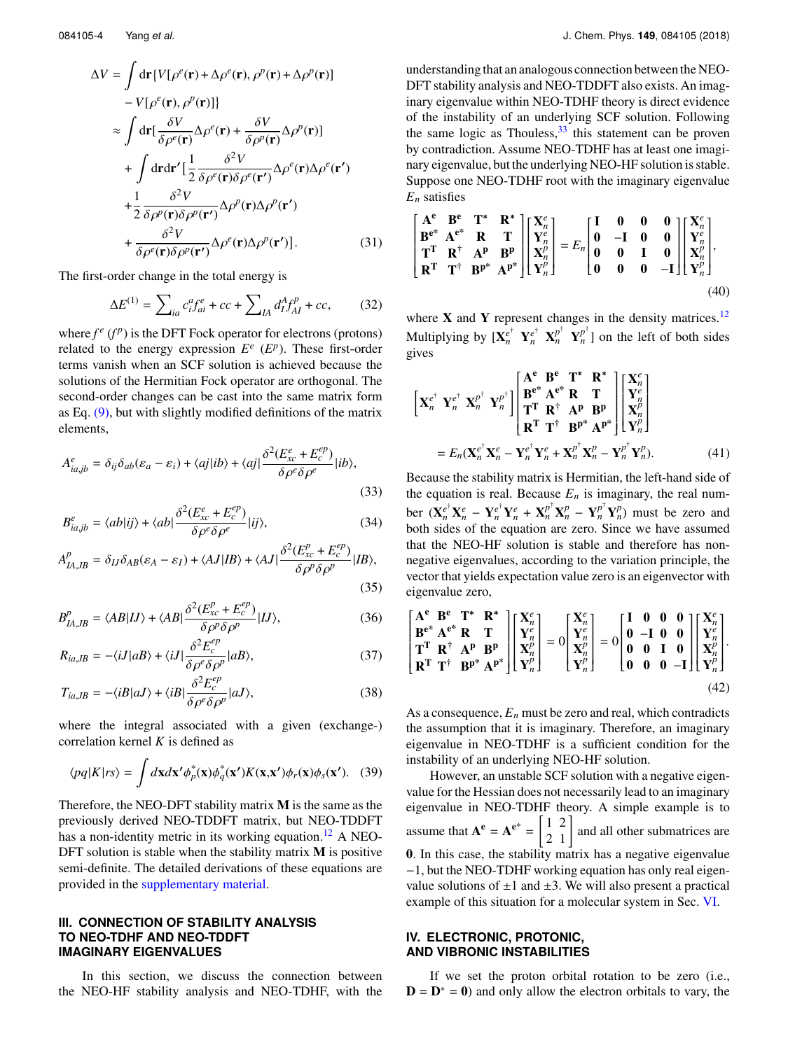$$\Delta V = \int d\mathbf{r}\{V[\rho^e(\mathbf{r}) + \Delta\rho^e(\mathbf{r}), \rho^p(\mathbf{r}) + \Delta\rho^p(\mathbf{r})] - V[\rho^e(\mathbf{r}), \rho^p(\mathbf{r})]\}$$
$$\approx \int d\mathbf{r}[\frac{\delta V}{\delta\rho^e(\mathbf{r})}\Delta\rho^e(\mathbf{r}) + \frac{\delta V}{\delta\rho^p(\mathbf{r})}\Delta\rho^p(\mathbf{r})]$$
$$+ \int d\mathbf{r}d\mathbf{r}'[\frac{1}{2}\frac{\delta^2 V}{\delta\rho^e(\mathbf{r})\delta\rho^e(\mathbf{r}')}\Delta\rho^e(\mathbf{r})\Delta\rho^e(\mathbf{r}')$$
$$+\frac{1}{2}\frac{\delta^2 V}{\delta\rho^p(\mathbf{r})\delta\rho^p(\mathbf{r}')}\Delta\rho^p(\mathbf{r})\Delta\rho^p(\mathbf{r}')$$
$$+ \frac{\delta^2 V}{\delta\rho^e(\mathbf{r})\delta\rho^p(\mathbf{r}')}\Delta\rho^e(\mathbf{r})\Delta\rho^p(\mathbf{r}')]. \quad (31)$$

The first-order change in the total energy is

$$\Delta E^{(1)} = \sum_{ia} c_i^a f_{ai}^e + cc + \sum_{IA} d_I^A f_{AI}^p + cc, \quad (32)$$

where $f^e$ ($f^p$) is the DFT Fock operator for electrons (protons) related to the energy expression $E^e$ ($E^p$). These first-order terms vanish when an SCF solution is achieved because the solutions of the Hermitian Fock operator are orthogonal. The second-order changes can be cast into the same matrix form as Eq. (9), but with slightly modified definitions of the matrix elements,

$$A_{ia,jb}^e = \delta_{ij}\delta_{ab}(\varepsilon_a - \varepsilon_i) + \langle aj|ib\rangle + \langle aj|\frac{\delta^2(E_{xc}^e + E_c^{ep})}{\delta\rho^e\delta\rho^e}|ib\rangle, \quad (33)$$

$$B_{ia,jb}^e = \langle ab|ij\rangle + \langle ab|\frac{\delta^2(E_{xc}^e + E_c^{ep})}{\delta\rho^e\delta\rho^e}|ij\rangle, \quad (34)$$

$$A_{IA,JB}^p = \delta_{IJ}\delta_{AB}(\varepsilon_A - \varepsilon_I) + \langle AJ|IB\rangle + \langle AJ|\frac{\delta^2(E_{xc}^p + E_c^{ep})}{\delta\rho^p\delta\rho^p}|IB\rangle, \quad (35)$$

$$B_{IA,JB}^p = \langle AB|IJ\rangle + \langle AB|\frac{\delta^2(E_{xc}^p + E_c^{ep})}{\delta\rho^p\delta\rho^p}|IJ\rangle, \quad (36)$$

$$R_{ia,JB} = -\langle iJ|aB\rangle + \langle iJ|\frac{\delta^2 E_c^{ep}}{\delta\rho^e\delta\rho^p}|aB\rangle, \quad (37)$$

$$T_{ia,JB} = -\langle iB|aJ\rangle + \langle iB|\frac{\delta^2 E_c^{ep}}{\delta\rho^e\delta\rho^p}|aJ\rangle, \quad (38)$$

where the integral associated with a given (exchange-) correlation kernel $K$ is defined as

$$\langle pq|K|rs\rangle = \int d\mathbf{x}d\mathbf{x}'\phi_p^*(\mathbf{x})\phi_q^*(\mathbf{x}')K(\mathbf{x},\mathbf{x}')\phi_r(\mathbf{x})\phi_s(\mathbf{x}'). \quad (39)$$

Therefore, the NEO-DFT stability matrix **M** is the same as the previously derived NEO-TDDFT matrix, but NEO-TDDFT has a non-identity metric in its working equation.[12] A NEO-DFT solution is stable when the stability matrix **M** is positive semi-definite. The detailed derivations of these equations are provided in the supplementary material.

## III. CONNECTION OF STABILITY ANALYSIS TO NEO-TDHF AND NEO-TDDFT IMAGINARY EIGENVALUES

In this section, we discuss the connection between the NEO-HF stability analysis and NEO-TDHF, with the understanding that an analogous connection between the NEO-DFT stability analysis and NEO-TDDFT also exists. An imaginary eigenvalue within NEO-TDHF theory is direct evidence of the instability of an underlying SCF solution. Following the same logic as Thouless,[33] this statement can be proven by contradiction. Assume NEO-TDHF has at least one imaginary eigenvalue, but the underlying NEO-HF solution is stable. Suppose one NEO-TDHF root with the imaginary eigenvalue $E_n$ satisfies

$$\begin{bmatrix} \mathbf{A^e} & \mathbf{B^e} & \mathbf{T^*} & \mathbf{R^*} \\ \mathbf{B^{e*}} & \mathbf{A^{e*}} & \mathbf{R} & \mathbf{T} \\ \mathbf{T^T} & \mathbf{R^\dagger} & \mathbf{A^p} & \mathbf{B^p} \\ \mathbf{R^T} & \mathbf{T^\dagger} & \mathbf{B^{p*}} & \mathbf{A^{p*}} \end{bmatrix}\begin{bmatrix} \mathbf{X}_n^e \\ \mathbf{Y}_n^e \\ \mathbf{X}_n^p \\ \mathbf{Y}_n^p \end{bmatrix} = E_n\begin{bmatrix} \mathbf{I} & \mathbf{0} & \mathbf{0} & \mathbf{0} \\ \mathbf{0} & -\mathbf{I} & \mathbf{0} & \mathbf{0} \\ \mathbf{0} & \mathbf{0} & \mathbf{I} & \mathbf{0} \\ \mathbf{0} & \mathbf{0} & \mathbf{0} & -\mathbf{I} \end{bmatrix}\begin{bmatrix} \mathbf{X}_n^e \\ \mathbf{Y}_n^e \\ \mathbf{X}_n^p \\ \mathbf{Y}_n^p \end{bmatrix}, \quad (40)$$

where **X** and **Y** represent changes in the density matrices.[12] Multiplying by $[\mathbf{X}_n^{e\dagger}\ \mathbf{Y}_n^{e\dagger}\ \mathbf{X}_n^{p\dagger}\ \mathbf{Y}_n^{p\dagger}]$ on the left of both sides gives

$$\begin{bmatrix} \mathbf{X}_n^{e\dagger} & \mathbf{Y}_n^{e\dagger} & \mathbf{X}_n^{p\dagger} & \mathbf{Y}_n^{p\dagger} \end{bmatrix}\begin{bmatrix} \mathbf{A^e} & \mathbf{B^e} & \mathbf{T^*} & \mathbf{R^*} \\ \mathbf{B^{e*}} & \mathbf{A^{e*}} & \mathbf{R} & \mathbf{T} \\ \mathbf{T^T} & \mathbf{R^\dagger} & \mathbf{A^p} & \mathbf{B^p} \\ \mathbf{R^T} & \mathbf{T^\dagger} & \mathbf{B^{p*}} & \mathbf{A^{p*}} \end{bmatrix}\begin{bmatrix} \mathbf{X}_n^e \\ \mathbf{Y}_n^e \\ \mathbf{X}_n^p \\ \mathbf{Y}_n^p \end{bmatrix}$$
$$= E_n(\mathbf{X}_n^{e\dagger}\mathbf{X}_n^e - \mathbf{Y}_n^{e\dagger}\mathbf{Y}_n^e + \mathbf{X}_n^{p\dagger}\mathbf{X}_n^p - \mathbf{Y}_n^{p\dagger}\mathbf{Y}_n^p). \quad (41)$$

Because the stability matrix is Hermitian, the left-hand side of the equation is real. Because $E_n$ is imaginary, the real number $(\mathbf{X}_n^{e\dagger}\mathbf{X}_n^e - \mathbf{Y}_n^{e\dagger}\mathbf{Y}_n^e + \mathbf{X}_n^{p\dagger}\mathbf{X}_n^p - \mathbf{Y}_n^{p\dagger}\mathbf{Y}_n^p)$ must be zero and both sides of the equation are zero. Since we have assumed that the NEO-HF solution is stable and therefore has non-negative eigenvalues, according to the variation principle, the vector that yields expectation value zero is an eigenvector with eigenvalue zero,

$$\begin{bmatrix} \mathbf{A^e} & \mathbf{B^e} & \mathbf{T^*} & \mathbf{R^*} \\ \mathbf{B^{e*}} & \mathbf{A^{e*}} & \mathbf{R} & \mathbf{T} \\ \mathbf{T^T} & \mathbf{R^\dagger} & \mathbf{A^p} & \mathbf{B^p} \\ \mathbf{R^T} & \mathbf{T^\dagger} & \mathbf{B^{p*}} & \mathbf{A^{p*}} \end{bmatrix}\begin{bmatrix} \mathbf{X}_n^e \\ \mathbf{Y}_n^e \\ \mathbf{X}_n^p \\ \mathbf{Y}_n^p \end{bmatrix} = 0\begin{bmatrix} \mathbf{X}_n^e \\ \mathbf{Y}_n^e \\ \mathbf{X}_n^p \\ \mathbf{Y}_n^p \end{bmatrix} = 0\begin{bmatrix} \mathbf{I} & \mathbf{0} & \mathbf{0} & \mathbf{0} \\ \mathbf{0} & -\mathbf{I} & \mathbf{0} & \mathbf{0} \\ \mathbf{0} & \mathbf{0} & \mathbf{I} & \mathbf{0} \\ \mathbf{0} & \mathbf{0} & \mathbf{0} & -\mathbf{I} \end{bmatrix}\begin{bmatrix} \mathbf{X}_n^e \\ \mathbf{Y}_n^e \\ \mathbf{X}_n^p \\ \mathbf{Y}_n^p \end{bmatrix}. \quad (42)$$

As a consequence, $E_n$ must be zero and real, which contradicts the assumption that it is imaginary. Therefore, an imaginary eigenvalue in NEO-TDHF is a sufficient condition for the instability of an underlying NEO-HF solution.

However, an unstable SCF solution with a negative eigenvalue for the Hessian does not necessarily lead to an imaginary eigenvalue in NEO-TDHF theory. A simple example is to assume that $\mathbf{A^e} = \mathbf{A^{e*}} = \begin{bmatrix} 1 & 2 \\ 2 & 1 \end{bmatrix}$ and all other submatrices are $\mathbf{0}$. In this case, the stability matrix has a negative eigenvalue $-1$, but the NEO-TDHF working equation has only real eigenvalue solutions of $\pm 1$ and $\pm 3$. We will also present a practical example of this situation for a molecular system in Sec. VI.

## IV. ELECTRONIC, PROTONIC, AND VIBRONIC INSTABILITIES

If we set the proton orbital rotation to be zero (i.e., $\mathbf{D} = \mathbf{D}^* = \mathbf{0}$) and only allow the electron orbitals to vary, the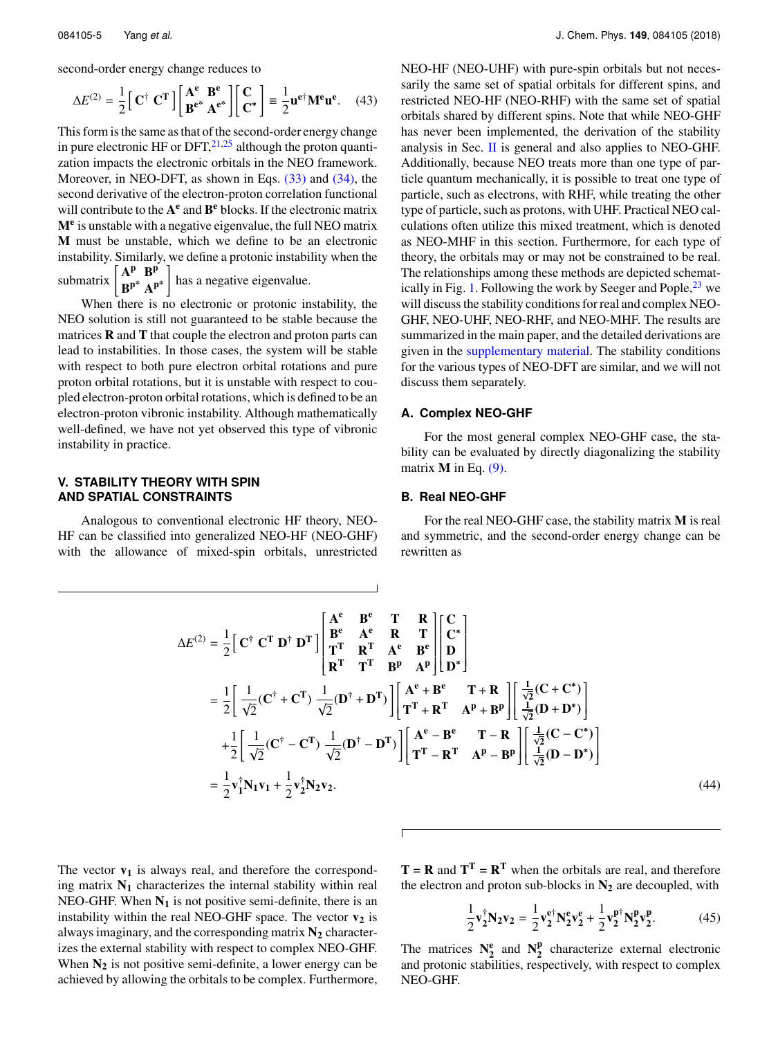second-order energy change reduces to

$$\Delta E^{(2)} = \frac{1}{2}\begin{bmatrix} \mathbf{C}^\dagger & \mathbf{C}^\mathrm{T} \end{bmatrix} \begin{bmatrix} \mathbf{A^e} & \mathbf{B^e} \\ \mathbf{B^{e*}} & \mathbf{A^{e*}} \end{bmatrix} \begin{bmatrix} \mathbf{C} \\ \mathbf{C}^* \end{bmatrix} \equiv \frac{1}{2}\mathbf{u}^{\mathbf{e}\dagger}\mathbf{M^e}\mathbf{u^e}. \quad (43)$$

This form is the same as that of the second-order energy change in pure electronic HF or DFT,[21,25] although the proton quantization impacts the electronic orbitals in the NEO framework. Moreover, in NEO-DFT, as shown in Eqs. (33) and (34), the second derivative of the electron-proton correlation functional will contribute to the $\mathbf{A^e}$ and $\mathbf{B^e}$ blocks. If the electronic matrix $\mathbf{M^e}$ is unstable with a negative eigenvalue, the full NEO matrix $\mathbf{M}$ must be unstable, which we define to be an electronic instability. Similarly, we define a protonic instability when the submatrix $\begin{bmatrix} \mathbf{A^p} & \mathbf{B^p} \\ \mathbf{B^{p*}} & \mathbf{A^{p*}} \end{bmatrix}$ has a negative eigenvalue.

When there is no electronic or protonic instability, the NEO solution is still not guaranteed to be stable because the matrices $\mathbf{R}$ and $\mathbf{T}$ that couple the electron and proton parts can lead to instabilities. In those cases, the system will be stable with respect to both pure electron orbital rotations and pure proton orbital rotations, but it is unstable with respect to coupled electron-proton orbital rotations, which is defined to be an electron-proton vibronic instability. Although mathematically well-defined, we have not yet observed this type of vibronic instability in practice.

## V. STABILITY THEORY WITH SPIN AND SPATIAL CONSTRAINTS

Analogous to conventional electronic HF theory, NEO-HF can be classified into generalized NEO-HF (NEO-GHF) with the allowance of mixed-spin orbitals, unrestricted NEO-HF (NEO-UHF) with pure-spin orbitals but not necessarily the same set of spatial orbitals for different spins, and restricted NEO-HF (NEO-RHF) with the same set of spatial orbitals shared by different spins. Note that while NEO-GHF has never been implemented, the derivation of the stability analysis in Sec. II is general and also applies to NEO-GHF. Additionally, because NEO treats more than one type of particle quantum mechanically, it is possible to treat one type of particle, such as electrons, with RHF, while treating the other type of particle, such as protons, with UHF. Practical NEO calculations often utilize this mixed treatment, which is denoted as NEO-MHF in this section. Furthermore, for each type of theory, the orbitals may or may not be constrained to be real. The relationships among these methods are depicted schematically in Fig. 1. Following the work by Seeger and Pople,[23] we will discuss the stability conditions for real and complex NEO-GHF, NEO-UHF, NEO-RHF, and NEO-MHF. The results are summarized in the main paper, and the detailed derivations are given in the supplementary material. The stability conditions for the various types of NEO-DFT are similar, and we will not discuss them separately.

### A. Complex NEO-GHF

For the most general complex NEO-GHF case, the stability can be evaluated by directly diagonalizing the stability matrix $\mathbf{M}$ in Eq. (9).

### B. Real NEO-GHF

For the real NEO-GHF case, the stability matrix $\mathbf{M}$ is real and symmetric, and the second-order energy change can be rewritten as

$$\begin{aligned}
\Delta E^{(2)} &= \frac{1}{2}\begin{bmatrix} \mathbf{C}^\dagger & \mathbf{C}^\mathrm{T} & \mathbf{D}^\dagger & \mathbf{D}^\mathrm{T} \end{bmatrix} \begin{bmatrix} \mathbf{A^e} & \mathbf{B^e} & \mathbf{T} & \mathbf{R} \\ \mathbf{B^e} & \mathbf{A^e} & \mathbf{R} & \mathbf{T} \\ \mathbf{T}^\mathrm{T} & \mathbf{R}^\mathrm{T} & \mathbf{A^e} & \mathbf{B^e} \\ \mathbf{R}^\mathrm{T} & \mathbf{T}^\mathrm{T} & \mathbf{B^p} & \mathbf{A^p} \end{bmatrix} \begin{bmatrix} \mathbf{C} \\ \mathbf{C}^* \\ \mathbf{D} \\ \mathbf{D}^* \end{bmatrix} \\
&= \frac{1}{2}\begin{bmatrix} \frac{1}{\sqrt{2}}(\mathbf{C}^\dagger + \mathbf{C}^\mathrm{T}) & \frac{1}{\sqrt{2}}(\mathbf{D}^\dagger + \mathbf{D}^\mathrm{T}) \end{bmatrix} \begin{bmatrix} \mathbf{A^e} + \mathbf{B^e} & \mathbf{T} + \mathbf{R} \\ \mathbf{T}^\mathrm{T} + \mathbf{R}^\mathrm{T} & \mathbf{A^p} + \mathbf{B^p} \end{bmatrix} \begin{bmatrix} \frac{1}{\sqrt{2}}(\mathbf{C} + \mathbf{C}^*) \\ \frac{1}{\sqrt{2}}(\mathbf{D} + \mathbf{D}^*) \end{bmatrix} \\
&\quad + \frac{1}{2}\begin{bmatrix} \frac{1}{\sqrt{2}}(\mathbf{C}^\dagger - \mathbf{C}^\mathrm{T}) & \frac{1}{\sqrt{2}}(\mathbf{D}^\dagger - \mathbf{D}^\mathrm{T}) \end{bmatrix} \begin{bmatrix} \mathbf{A^e} - \mathbf{B^e} & \mathbf{T} - \mathbf{R} \\ \mathbf{T}^\mathrm{T} - \mathbf{R}^\mathrm{T} & \mathbf{A^p} - \mathbf{B^p} \end{bmatrix} \begin{bmatrix} \frac{1}{\sqrt{2}}(\mathbf{C} - \mathbf{C}^*) \\ \frac{1}{\sqrt{2}}(\mathbf{D} - \mathbf{D}^*) \end{bmatrix} \\
&= \frac{1}{2}\mathbf{v_1}^\dagger \mathbf{N_1} \mathbf{v_1} + \frac{1}{2}\mathbf{v_2}^\dagger \mathbf{N_2} \mathbf{v_2}.
\end{aligned} \quad (44)$$

The vector $\mathbf{v_1}$ is always real, and therefore the corresponding matrix $\mathbf{N_1}$ characterizes the internal stability within real NEO-GHF. When $\mathbf{N_1}$ is not positive semi-definite, there is an instability within the real NEO-GHF space. The vector $\mathbf{v_2}$ is always imaginary, and the corresponding matrix $\mathbf{N_2}$ characterizes the external stability with respect to complex NEO-GHF. When $\mathbf{N_2}$ is not positive semi-definite, a lower energy can be achieved by allowing the orbitals to be complex. Furthermore, $\mathbf{T} = \mathbf{R}$ and $\mathbf{T}^\mathrm{T} = \mathbf{R}^\mathrm{T}$ when the orbitals are real, and therefore the electron and proton sub-blocks in $\mathbf{N_2}$ are decoupled, with

$$\frac{1}{2}\mathbf{v_2}^\dagger \mathbf{N_2} \mathbf{v_2} = \frac{1}{2}\mathbf{v_2}^{\mathbf{e}\dagger} \mathbf{N_2^e} \mathbf{v_2^e} + \frac{1}{2}\mathbf{v_2}^{\mathbf{p}\dagger} \mathbf{N_2^p} \mathbf{v_2^p}. \quad (45)$$

The matrices $\mathbf{N_2^e}$ and $\mathbf{N_2^p}$ characterize external electronic and protonic stabilities, respectively, with respect to complex NEO-GHF.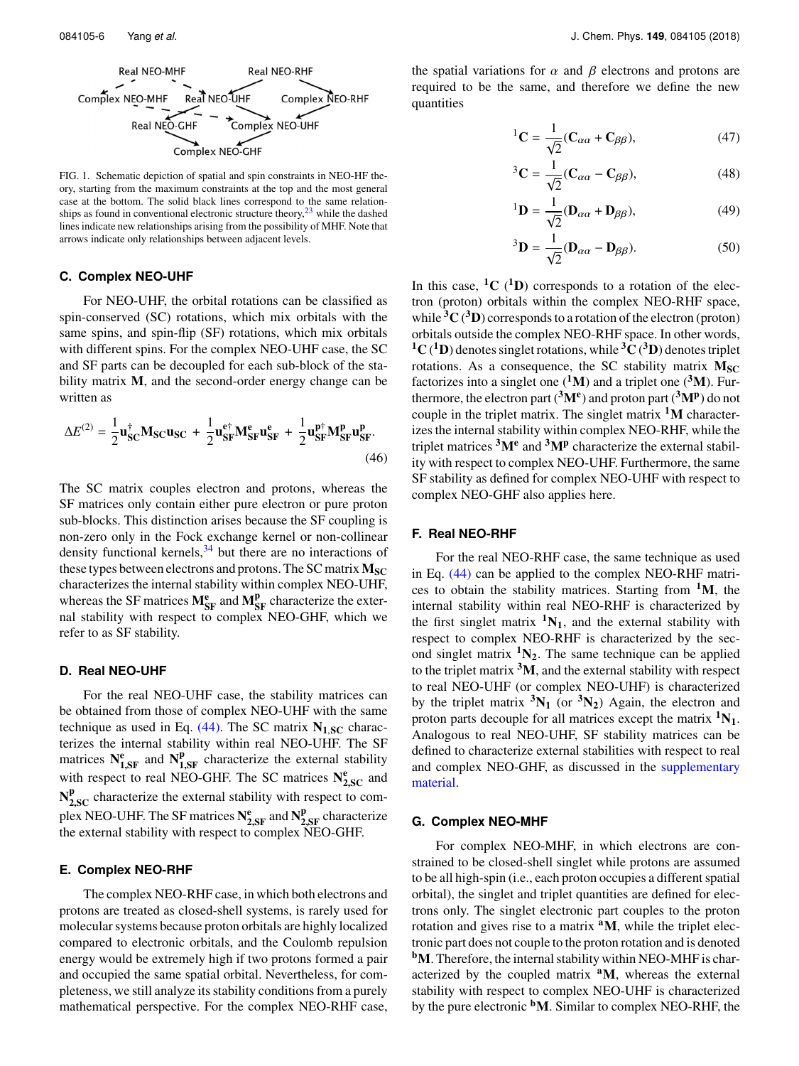FIG. 1. Schematic depiction of spatial and spin constraints in NEO-HF theory, starting from the maximum constraints at the top and the most general case at the bottom. The solid black lines correspond to the same relationships as found in conventional electronic structure theory,[23] while the dashed lines indicate new relationships arising from the possibility of MHF. Note that arrows indicate only relationships between adjacent levels.

### C. Complex NEO-UHF

For NEO-UHF, the orbital rotations can be classified as spin-conserved (SC) rotations, which mix orbitals with the same spins, and spin-flip (SF) rotations, which mix orbitals with different spins. For the complex NEO-UHF case, the SC and SF parts can be decoupled for each sub-block of the stability matrix $\mathbf{M}$, and the second-order energy change can be written as

$$\Delta E^{(2)} = \frac{1}{2}\mathbf{u}_{\mathbf{SC}}^{\dagger}\mathbf{M}_{\mathbf{SC}}\mathbf{u}_{\mathbf{SC}} + \frac{1}{2}\mathbf{u}_{\mathbf{SF}}^{\mathbf{e}\dagger}\mathbf{M}_{\mathbf{SF}}^{\mathbf{e}}\mathbf{u}_{\mathbf{SF}}^{\mathbf{e}} + \frac{1}{2}\mathbf{u}_{\mathbf{SF}}^{\mathbf{p}\dagger}\mathbf{M}_{\mathbf{SF}}^{\mathbf{p}}\mathbf{u}_{\mathbf{SF}}^{\mathbf{p}}. \tag{46}$$

The SC matrix couples electron and protons, whereas the SF matrices only contain either pure electron or pure proton sub-blocks. This distinction arises because the SF coupling is non-zero only in the Fock exchange kernel or non-collinear density functional kernels,[34] but there are no interactions of these types between electrons and protons. The SC matrix $\mathbf{M}_{\mathbf{SC}}$ characterizes the internal stability within complex NEO-UHF, whereas the SF matrices $\mathbf{M}_{\mathbf{SF}}^{\mathbf{e}}$ and $\mathbf{M}_{\mathbf{SF}}^{\mathbf{p}}$ characterize the external stability with respect to complex NEO-GHF, which we refer to as SF stability.

### D. Real NEO-UHF

For the real NEO-UHF case, the stability matrices can be obtained from those of complex NEO-UHF with the same technique as used in Eq. (44). The SC matrix $\mathbf{N}_{\mathbf{1,SC}}$ characterizes the internal stability within real NEO-UHF. The SF matrices $\mathbf{N}_{\mathbf{1,SF}}^{\mathbf{e}}$ and $\mathbf{N}_{\mathbf{1,SF}}^{\mathbf{p}}$ characterize the external stability with respect to real NEO-GHF. The SC matrices $\mathbf{N}_{\mathbf{2,SC}}^{\mathbf{e}}$ and $\mathbf{N}_{\mathbf{2,SC}}^{\mathbf{p}}$ characterize the external stability with respect to complex NEO-UHF. The SF matrices $\mathbf{N}_{\mathbf{2,SF}}^{\mathbf{e}}$ and $\mathbf{N}_{\mathbf{2,SF}}^{\mathbf{p}}$ characterize the external stability with respect to complex NEO-GHF.

### E. Complex NEO-RHF

The complex NEO-RHF case, in which both electrons and protons are treated as closed-shell systems, is rarely used for molecular systems because proton orbitals are highly localized compared to electronic orbitals, and the Coulomb repulsion energy would be extremely high if two protons formed a pair and occupied the same spatial orbital. Nevertheless, for completeness, we still analyze its stability conditions from a purely mathematical perspective. For the complex NEO-RHF case, the spatial variations for $\alpha$ and $\beta$ electrons and protons are required to be the same, and therefore we define the new quantities

$$^{1}\mathbf{C} = \frac{1}{\sqrt{2}}(\mathbf{C}_{\alpha\alpha} + \mathbf{C}_{\beta\beta}), \tag{47}$$

$$^{3}\mathbf{C} = \frac{1}{\sqrt{2}}(\mathbf{C}_{\alpha\alpha} - \mathbf{C}_{\beta\beta}), \tag{48}$$

$$^{1}\mathbf{D} = \frac{1}{\sqrt{2}}(\mathbf{D}_{\alpha\alpha} + \mathbf{D}_{\beta\beta}), \tag{49}$$

$$^{3}\mathbf{D} = \frac{1}{\sqrt{2}}(\mathbf{D}_{\alpha\alpha} - \mathbf{D}_{\beta\beta}). \tag{50}$$

In this case, $^{1}\mathbf{C}$ ($^{1}\mathbf{D}$) corresponds to a rotation of the electron (proton) orbitals within the complex NEO-RHF space, while $^{3}\mathbf{C}$ ($^{3}\mathbf{D}$) corresponds to a rotation of the electron (proton) orbitals outside the complex NEO-RHF space. In other words, $^{1}\mathbf{C}$ ($^{1}\mathbf{D}$) denotes singlet rotations, while $^{3}\mathbf{C}$ ($^{3}\mathbf{D}$) denotes triplet rotations. As a consequence, the SC stability matrix $\mathbf{M}_{\mathbf{SC}}$ factorizes into a singlet one ($^{1}\mathbf{M}$) and a triplet one ($^{3}\mathbf{M}$). Furthermore, the electron part ($^{3}\mathbf{M}^{\mathbf{e}}$) and proton part ($^{3}\mathbf{M}^{\mathbf{p}}$) do not couple in the triplet matrix. The singlet matrix $^{1}\mathbf{M}$ characterizes the internal stability within complex NEO-RHF, while the triplet matrices $^{3}\mathbf{M}^{\mathbf{e}}$ and $^{3}\mathbf{M}^{\mathbf{p}}$ characterize the external stability with respect to complex NEO-UHF. Furthermore, the same SF stability as defined for complex NEO-UHF with respect to complex NEO-GHF also applies here.

### F. Real NEO-RHF

For the real NEO-RHF case, the same technique as used in Eq. (44) can be applied to the complex NEO-RHF matrices to obtain the stability matrices. Starting from $^{1}\mathbf{M}$, the internal stability within real NEO-RHF is characterized by the first singlet matrix $^{1}\mathbf{N}_{\mathbf{1}}$, and the external stability with respect to complex NEO-RHF is characterized by the second singlet matrix $^{1}\mathbf{N}_{\mathbf{2}}$. The same technique can be applied to the triplet matrix $^{3}\mathbf{M}$, and the external stability with respect to real NEO-UHF (or complex NEO-UHF) is characterized by the triplet matrix $^{3}\mathbf{N}_{\mathbf{1}}$ (or $^{3}\mathbf{N}_{\mathbf{2}}$) Again, the electron and proton parts decouple for all matrices except the matrix $^{1}\mathbf{N}_{\mathbf{1}}$. Analogous to real NEO-UHF, SF stability matrices can be defined to characterize external stabilities with respect to real and complex NEO-GHF, as discussed in the supplementary material.

### G. Complex NEO-MHF

For complex NEO-MHF, in which electrons are constrained to be closed-shell singlet while protons are assumed to be all high-spin (i.e., each proton occupies a different spatial orbital), the singlet and triplet quantities are defined for electrons only. The singlet electronic part couples to the proton rotation and gives rise to a matrix $^{\mathbf{a}}\mathbf{M}$, while the triplet electronic part does not couple to the proton rotation and is denoted $^{\mathbf{b}}\mathbf{M}$. Therefore, the internal stability within NEO-MHF is characterized by the coupled matrix $^{\mathbf{a}}\mathbf{M}$, whereas the external stability with respect to complex NEO-UHF is characterized by the pure electronic $^{\mathbf{b}}\mathbf{M}$. Similar to complex NEO-RHF, the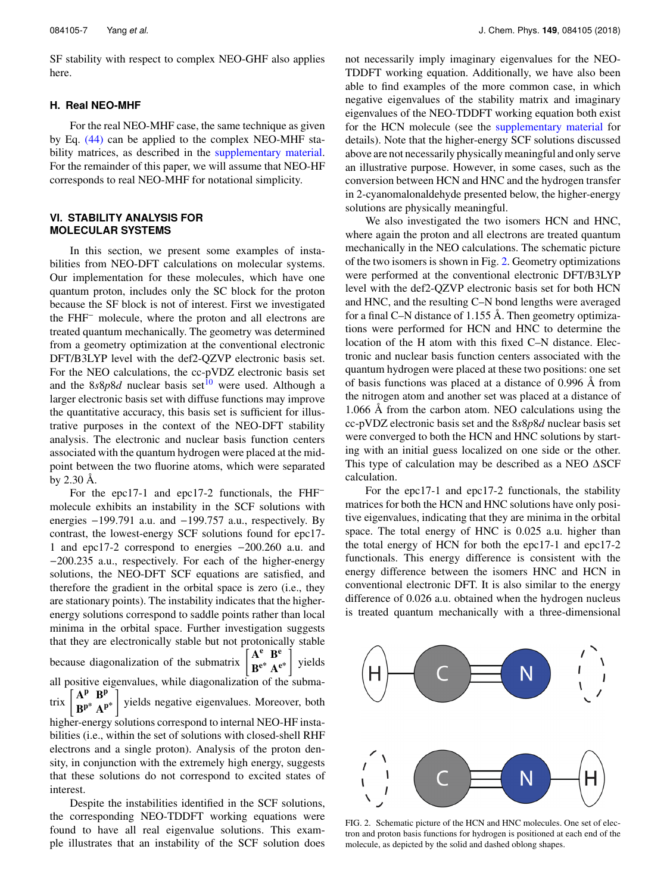SF stability with respect to complex NEO-GHF also applies here.

### H. Real NEO-MHF

For the real NEO-MHF case, the same technique as given by Eq. (44) can be applied to the complex NEO-MHF stability matrices, as described in the supplementary material. For the remainder of this paper, we will assume that NEO-HF corresponds to real NEO-MHF for notational simplicity.

## VI. STABILITY ANALYSIS FOR MOLECULAR SYSTEMS

In this section, we present some examples of instabilities from NEO-DFT calculations on molecular systems. Our implementation for these molecules, which have one quantum proton, includes only the SC block for the proton because the SF block is not of interest. First we investigated the $FHF^-$ molecule, where the proton and all electrons are treated quantum mechanically. The geometry was determined from a geometry optimization at the conventional electronic DFT/B3LYP level with the def2-QZVP electronic basis set. For the NEO calculations, the cc-pVDZ electronic basis set and the 8*s*8*p*8*d* nuclear basis set[10] were used. Although a larger electronic basis set with diffuse functions may improve the quantitative accuracy, this basis set is sufficient for illustrative purposes in the context of the NEO-DFT stability analysis. The electronic and nuclear basis function centers associated with the quantum hydrogen were placed at the midpoint between the two fluorine atoms, which were separated by 2.30 Å.

For the epc17-1 and epc17-2 functionals, the $FHF^-$ molecule exhibits an instability in the SCF solutions with energies −199.791 a.u. and −199.757 a.u., respectively. By contrast, the lowest-energy SCF solutions found for epc17-1 and epc17-2 correspond to energies −200.260 a.u. and −200.235 a.u., respectively. For each of the higher-energy solutions, the NEO-DFT SCF equations are satisfied, and therefore the gradient in the orbital space is zero (i.e., they are stationary points). The instability indicates that the higher-energy solutions correspond to saddle points rather than local minima in the orbital space. Further investigation suggests that they are electronically stable but not protonically stable because diagonalization of the submatrix $\begin{bmatrix} \mathbf{A^e} & \mathbf{B^e} \\ \mathbf{B^{e*}} & \mathbf{A^{e*}} \end{bmatrix}$ yields all positive eigenvalues, while diagonalization of the submatrix $\begin{bmatrix} \mathbf{A^p} & \mathbf{B^p} \\ \mathbf{B^{p*}} & \mathbf{A^{p*}} \end{bmatrix}$ yields negative eigenvalues. Moreover, both higher-energy solutions correspond to internal NEO-HF instabilities (i.e., within the set of solutions with closed-shell RHF electrons and a single proton). Analysis of the proton density, in conjunction with the extremely high energy, suggests that these solutions do not correspond to excited states of interest.

Despite the instabilities identified in the SCF solutions, the corresponding NEO-TDDFT working equations were found to have all real eigenvalue solutions. This example illustrates that an instability of the SCF solution does not necessarily imply imaginary eigenvalues for the NEO-TDDFT working equation. Additionally, we have also been able to find examples of the more common case, in which negative eigenvalues of the stability matrix and imaginary eigenvalues of the NEO-TDDFT working equation both exist for the HCN molecule (see the supplementary material for details). Note that the higher-energy SCF solutions discussed above are not necessarily physically meaningful and only serve an illustrative purpose. However, in some cases, such as the conversion between HCN and HNC and the hydrogen transfer in 2-cyanomalonaldehyde presented below, the higher-energy solutions are physically meaningful.

We also investigated the two isomers HCN and HNC, where again the proton and all electrons are treated quantum mechanically in the NEO calculations. The schematic picture of the two isomers is shown in Fig. 2. Geometry optimizations were performed at the conventional electronic DFT/B3LYP level with the def2-QZVP electronic basis set for both HCN and HNC, and the resulting C–N bond lengths were averaged for a final C–N distance of 1.155 Å. Then geometry optimizations were performed for HCN and HNC to determine the location of the H atom with this fixed C–N distance. Electronic and nuclear basis function centers associated with the quantum hydrogen were placed at these two positions: one set of basis functions was placed at a distance of 0.996 Å from the nitrogen atom and another set was placed at a distance of 1.066 Å from the carbon atom. NEO calculations using the cc-pVDZ electronic basis set and the 8*s*8*p*8*d* nuclear basis set were converged to both the HCN and HNC solutions by starting with an initial guess localized on one side or the other. This type of calculation may be described as a NEO ΔSCF calculation.

For the epc17-1 and epc17-2 functionals, the stability matrices for both the HCN and HNC solutions have only positive eigenvalues, indicating that they are minima in the orbital space. The total energy of HNC is 0.025 a.u. higher than the total energy of HCN for both the epc17-1 and epc17-2 functionals. This energy difference is consistent with the energy difference between the isomers HNC and HCN in conventional electronic DFT. It is also similar to the energy difference of 0.026 a.u. obtained when the hydrogen nucleus is treated quantum mechanically with a three-dimensional

FIG. 2. Schematic picture of the HCN and HNC molecules. One set of electron and proton basis functions for hydrogen is positioned at each end of the molecule, as depicted by the solid and dashed oblong shapes.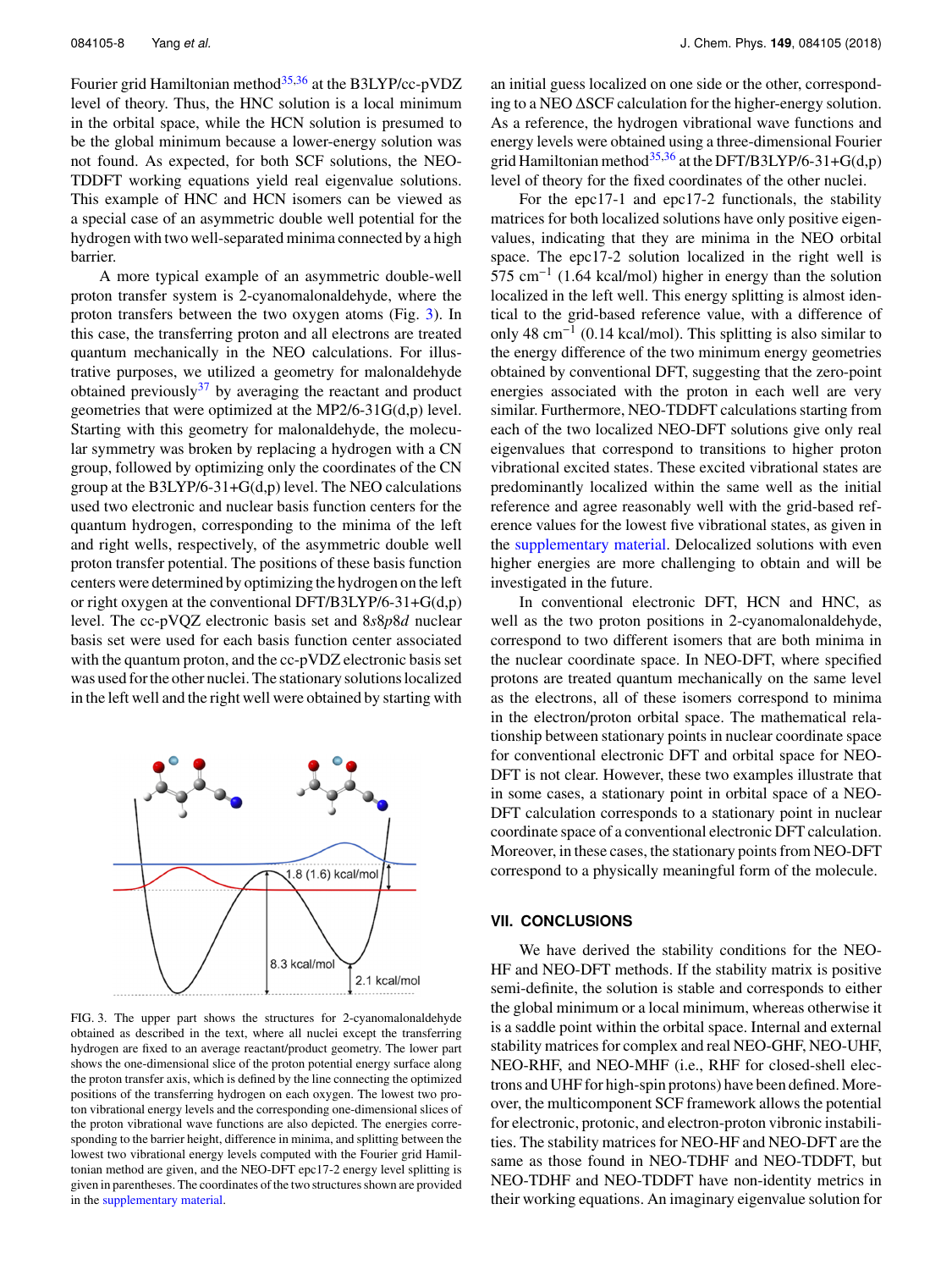Fourier grid Hamiltonian method[35,36] at the B3LYP/cc-pVDZ level of theory. Thus, the HNC solution is a local minimum in the orbital space, while the HCN solution is presumed to be the global minimum because a lower-energy solution was not found. As expected, for both SCF solutions, the NEO-TDDFT working equations yield real eigenvalue solutions. This example of HNC and HCN isomers can be viewed as a special case of an asymmetric double well potential for the hydrogen with two well-separated minima connected by a high barrier.

A more typical example of an asymmetric double-well proton transfer system is 2-cyanomalonaldehyde, where the proton transfers between the two oxygen atoms (Fig. 3). In this case, the transferring proton and all electrons are treated quantum mechanically in the NEO calculations. For illustrative purposes, we utilized a geometry for malonaldehyde obtained previously[37] by averaging the reactant and product geometries that were optimized at the MP2/6-31G(d,p) level. Starting with this geometry for malonaldehyde, the molecular symmetry was broken by replacing a hydrogen with a CN group, followed by optimizing only the coordinates of the CN group at the B3LYP/6-31+G(d,p) level. The NEO calculations used two electronic and nuclear basis function centers for the quantum hydrogen, corresponding to the minima of the left and right wells, respectively, of the asymmetric double well proton transfer potential. The positions of these basis function centers were determined by optimizing the hydrogen on the left or right oxygen at the conventional DFT/B3LYP/6-31+G(d,p) level. The cc-pVQZ electronic basis set and 8*s*8*p*8*d* nuclear basis set were used for each basis function center associated with the quantum proton, and the cc-pVDZ electronic basis set was used for the other nuclei. The stationary solutions localized in the left well and the right well were obtained by starting with

1.8 (1.6) kcal/mol

8.3 kcal/mol

2.1 kcal/mol

FIG. 3. The upper part shows the structures for 2-cyanomalonaldehyde obtained as described in the text, where all nuclei except the transferring hydrogen are fixed to an average reactant/product geometry. The lower part shows the one-dimensional slice of the proton potential energy surface along the proton transfer axis, which is defined by the line connecting the optimized positions of the transferring hydrogen on each oxygen. The lowest two proton vibrational energy levels and the corresponding one-dimensional slices of the proton vibrational wave functions are also depicted. The energies corresponding to the barrier height, difference in minima, and splitting between the lowest two vibrational energy levels computed with the Fourier grid Hamiltonian method are given, and the NEO-DFT epc17-2 energy level splitting is given in parentheses. The coordinates of the two structures shown are provided in the supplementary material.

an initial guess localized on one side or the other, corresponding to a NEO ΔSCF calculation for the higher-energy solution. As a reference, the hydrogen vibrational wave functions and energy levels were obtained using a three-dimensional Fourier grid Hamiltonian method[35,36] at the DFT/B3LYP/6-31+G(d,p) level of theory for the fixed coordinates of the other nuclei.

For the epc17-1 and epc17-2 functionals, the stability matrices for both localized solutions have only positive eigenvalues, indicating that they are minima in the NEO orbital space. The epc17-2 solution localized in the right well is 575 $\text{cm}^{-1}$ (1.64 kcal/mol) higher in energy than the solution localized in the left well. This energy splitting is almost identical to the grid-based reference value, with a difference of only 48 $\text{cm}^{-1}$ (0.14 kcal/mol). This splitting is also similar to the energy difference of the two minimum energy geometries obtained by conventional DFT, suggesting that the zero-point energies associated with the proton in each well are very similar. Furthermore, NEO-TDDFT calculations starting from each of the two localized NEO-DFT solutions give only real eigenvalues that correspond to transitions to higher proton vibrational excited states. These excited vibrational states are predominantly localized within the same well as the initial reference and agree reasonably well with the grid-based reference values for the lowest five vibrational states, as given in the supplementary material. Delocalized solutions with even higher energies are more challenging to obtain and will be investigated in the future.

In conventional electronic DFT, HCN and HNC, as well as the two proton positions in 2-cyanomalonaldehyde, correspond to two different isomers that are both minima in the nuclear coordinate space. In NEO-DFT, where specified protons are treated quantum mechanically on the same level as the electrons, all of these isomers correspond to minima in the electron/proton orbital space. The mathematical relationship between stationary points in nuclear coordinate space for conventional electronic DFT and orbital space for NEO-DFT is not clear. However, these two examples illustrate that in some cases, a stationary point in orbital space of a NEO-DFT calculation corresponds to a stationary point in nuclear coordinate space of a conventional electronic DFT calculation. Moreover, in these cases, the stationary points from NEO-DFT correspond to a physically meaningful form of the molecule.

## VII. CONCLUSIONS

We have derived the stability conditions for the NEO-HF and NEO-DFT methods. If the stability matrix is positive semi-definite, the solution is stable and corresponds to either the global minimum or a local minimum, whereas otherwise it is a saddle point within the orbital space. Internal and external stability matrices for complex and real NEO-GHF, NEO-UHF, NEO-RHF, and NEO-MHF (i.e., RHF for closed-shell electrons and UHF for high-spin protons) have been defined. Moreover, the multicomponent SCF framework allows the potential for electronic, protonic, and electron-proton vibronic instabilities. The stability matrices for NEO-HF and NEO-DFT are the same as those found in NEO-TDHF and NEO-TDDFT, but NEO-TDHF and NEO-TDDFT have non-identity metrics in their working equations. An imaginary eigenvalue solution for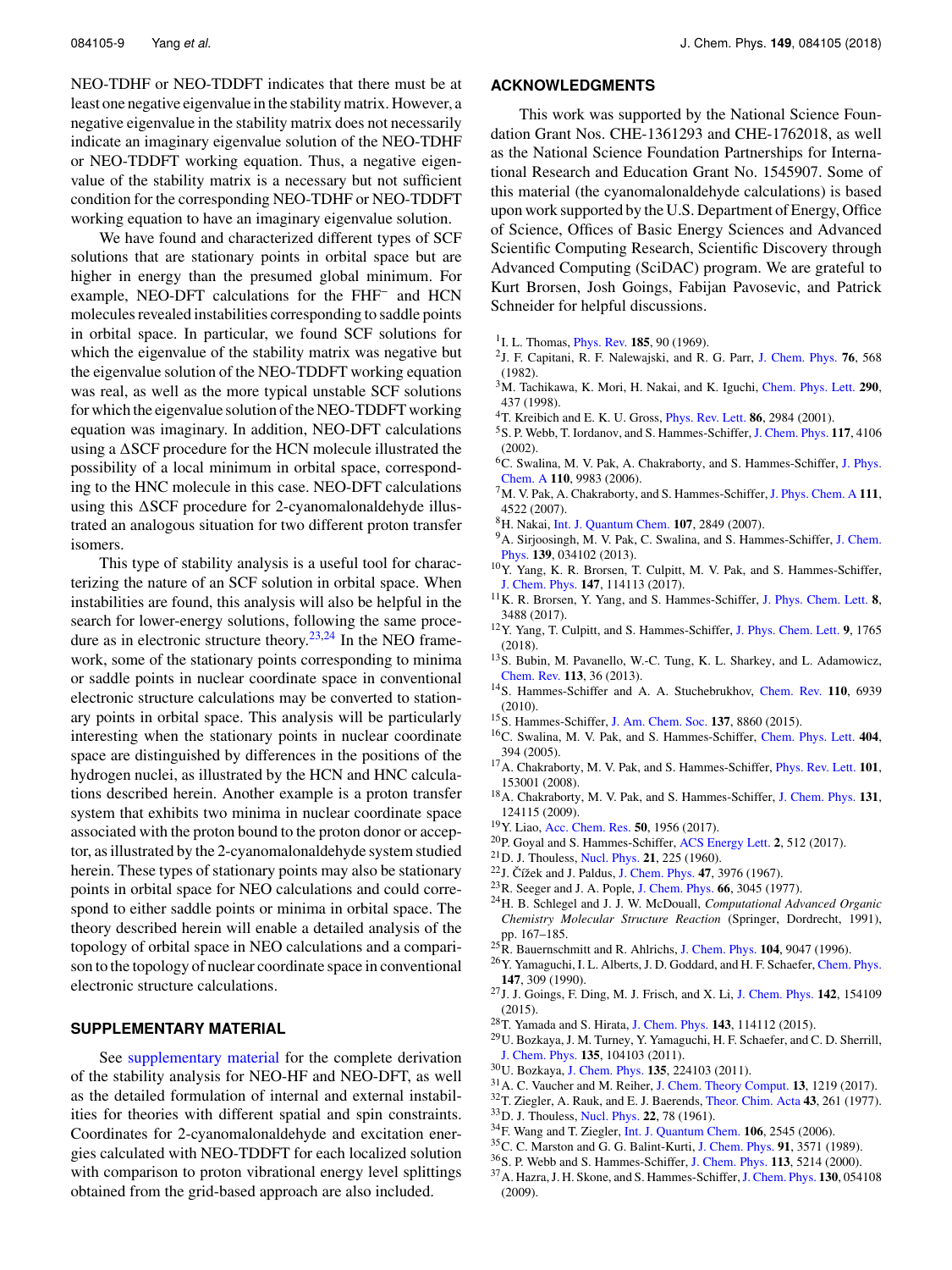NEO-TDHF or NEO-TDDFT indicates that there must be at least one negative eigenvalue in the stability matrix. However, a negative eigenvalue in the stability matrix does not necessarily indicate an imaginary eigenvalue solution of the NEO-TDHF or NEO-TDDFT working equation. Thus, a negative eigenvalue of the stability matrix is a necessary but not sufficient condition for the corresponding NEO-TDHF or NEO-TDDFT working equation to have an imaginary eigenvalue solution.

We have found and characterized different types of SCF solutions that are stationary points in orbital space but are higher in energy than the presumed global minimum. For example, NEO-DFT calculations for the $FHF^-$ and HCN molecules revealed instabilities corresponding to saddle points in orbital space. In particular, we found SCF solutions for which the eigenvalue of the stability matrix was negative but the eigenvalue solution of the NEO-TDDFT working equation was real, as well as the more typical unstable SCF solutions for which the eigenvalue solution of the NEO-TDDFT working equation was imaginary. In addition, NEO-DFT calculations using a ΔSCF procedure for the HCN molecule illustrated the possibility of a local minimum in orbital space, corresponding to the HNC molecule in this case. NEO-DFT calculations using this ΔSCF procedure for 2-cyanomalonaldehyde illustrated an analogous situation for two different proton transfer isomers.

This type of stability analysis is a useful tool for characterizing the nature of an SCF solution in orbital space. When instabilities are found, this analysis will also be helpful in the search for lower-energy solutions, following the same procedure as in electronic structure theory.[23,24] In the NEO framework, some of the stationary points corresponding to minima or saddle points in nuclear coordinate space in conventional electronic structure calculations may be converted to stationary points in orbital space. This analysis will be particularly interesting when the stationary points in nuclear coordinate space are distinguished by differences in the positions of the hydrogen nuclei, as illustrated by the HCN and HNC calculations described herein. Another example is a proton transfer system that exhibits two minima in nuclear coordinate space associated with the proton bound to the proton donor or acceptor, as illustrated by the 2-cyanomalonaldehyde system studied herein. These types of stationary points may also be stationary points in orbital space for NEO calculations and could correspond to either saddle points or minima in orbital space. The theory described herein will enable a detailed analysis of the topology of orbital space in NEO calculations and a comparison to the topology of nuclear coordinate space in conventional electronic structure calculations.

## SUPPLEMENTARY MATERIAL

See supplementary material for the complete derivation of the stability analysis for NEO-HF and NEO-DFT, as well as the detailed formulation of internal and external instabilities for theories with different spatial and spin constraints. Coordinates for 2-cyanomalonaldehyde and excitation energies calculated with NEO-TDDFT for each localized solution with comparison to proton vibrational energy level splittings obtained from the grid-based approach are also included.

## ACKNOWLEDGMENTS

This work was supported by the National Science Foundation Grant Nos. CHE-1361293 and CHE-1762018, as well as the National Science Foundation Partnerships for International Research and Education Grant No. 1545907. Some of this material (the cyanomalonaldehyde calculations) is based upon work supported by the U.S. Department of Energy, Office of Science, Offices of Basic Energy Sciences and Advanced Scientific Computing Research, Scientific Discovery through Advanced Computing (SciDAC) program. We are grateful to Kurt Brorsen, Josh Goings, Fabijan Pavosevic, and Patrick Schneider for helpful discussions.

[1] I. L. Thomas, Phys. Rev. **185**, 90 (1969).
[2] J. F. Capitani, R. F. Nalewajski, and R. G. Parr, J. Chem. Phys. **76**, 568 (1982).
[3] M. Tachikawa, K. Mori, H. Nakai, and K. Iguchi, Chem. Phys. Lett. **290**, 437 (1998).
[4] T. Kreibich and E. K. U. Gross, Phys. Rev. Lett. **86**, 2984 (2001).
[5] S. P. Webb, T. Iordanov, and S. Hammes-Schiffer, J. Chem. Phys. **117**, 4106 (2002).
[6] C. Swalina, M. V. Pak, A. Chakraborty, and S. Hammes-Schiffer, J. Phys. Chem. A **110**, 9983 (2006).
[7] M. V. Pak, A. Chakraborty, and S. Hammes-Schiffer, J. Phys. Chem. A **111**, 4522 (2007).
[8] H. Nakai, Int. J. Quantum Chem. **107**, 2849 (2007).
[9] A. Sirjoosingh, M. V. Pak, C. Swalina, and S. Hammes-Schiffer, J. Chem. Phys. **139**, 034102 (2013).
[10] Y. Yang, K. R. Brorsen, T. Culpitt, M. V. Pak, and S. Hammes-Schiffer, J. Chem. Phys. **147**, 114113 (2017).
[11] K. R. Brorsen, Y. Yang, and S. Hammes-Schiffer, J. Phys. Chem. Lett. **8**, 3488 (2017).
[12] Y. Yang, T. Culpitt, and S. Hammes-Schiffer, J. Phys. Chem. Lett. **9**, 1765 (2018).
[13] S. Bubin, M. Pavanello, W.-C. Tung, K. L. Sharkey, and L. Adamowicz, Chem. Rev. **113**, 36 (2013).
[14] S. Hammes-Schiffer and A. A. Stuchebrukhov, Chem. Rev. **110**, 6939 (2010).
[15] S. Hammes-Schiffer, J. Am. Chem. Soc. **137**, 8860 (2015).
[16] C. Swalina, M. V. Pak, and S. Hammes-Schiffer, Chem. Phys. Lett. **404**, 394 (2005).
[17] A. Chakraborty, M. V. Pak, and S. Hammes-Schiffer, Phys. Rev. Lett. **101**, 153001 (2008).
[18] A. Chakraborty, M. V. Pak, and S. Hammes-Schiffer, J. Chem. Phys. **131**, 124115 (2009).
[19] Y. Liao, Acc. Chem. Res. **50**, 1956 (2017).
[20] P. Goyal and S. Hammes-Schiffer, ACS Energy Lett. **2**, 512 (2017).
[21] D. J. Thouless, Nucl. Phys. **21**, 225 (1960).
[22] J. Čížek and J. Paldus, J. Chem. Phys. **47**, 3976 (1967).
[23] R. Seeger and J. A. Pople, J. Chem. Phys. **66**, 3045 (1977).
[24] H. B. Schlegel and J. J. W. McDouall, *Computational Advanced Organic Chemistry Molecular Structure Reaction* (Springer, Dordrecht, 1991), pp. 167–185.
[25] R. Bauernschmitt and R. Ahlrichs, J. Chem. Phys. **104**, 9047 (1996).
[26] Y. Yamaguchi, I. L. Alberts, J. D. Goddard, and H. F. Schaefer, Chem. Phys. **147**, 309 (1990).
[27] J. J. Goings, F. Ding, M. J. Frisch, and X. Li, J. Chem. Phys. **142**, 154109 (2015).
[28] T. Yamada and S. Hirata, J. Chem. Phys. **143**, 114112 (2015).
[29] U. Bozkaya, J. M. Turney, Y. Yamaguchi, H. F. Schaefer, and C. D. Sherrill, J. Chem. Phys. **135**, 104103 (2011).
[30] U. Bozkaya, J. Chem. Phys. **135**, 224103 (2011).
[31] A. C. Vaucher and M. Reiher, J. Chem. Theory Comput. **13**, 1219 (2017).
[32] T. Ziegler, A. Rauk, and E. J. Baerends, Theor. Chim. Acta **43**, 261 (1977).
[33] D. J. Thouless, Nucl. Phys. **22**, 78 (1961).
[34] F. Wang and T. Ziegler, Int. J. Quantum Chem. **106**, 2545 (2006).
[35] C. C. Marston and G. G. Balint-Kurti, J. Chem. Phys. **91**, 3571 (1989).
[36] S. P. Webb and S. Hammes-Schiffer, J. Chem. Phys. **113**, 5214 (2000).
[37] A. Hazra, J. H. Skone, and S. Hammes-Schiffer, J. Chem. Phys. **130**, 054108 (2009).